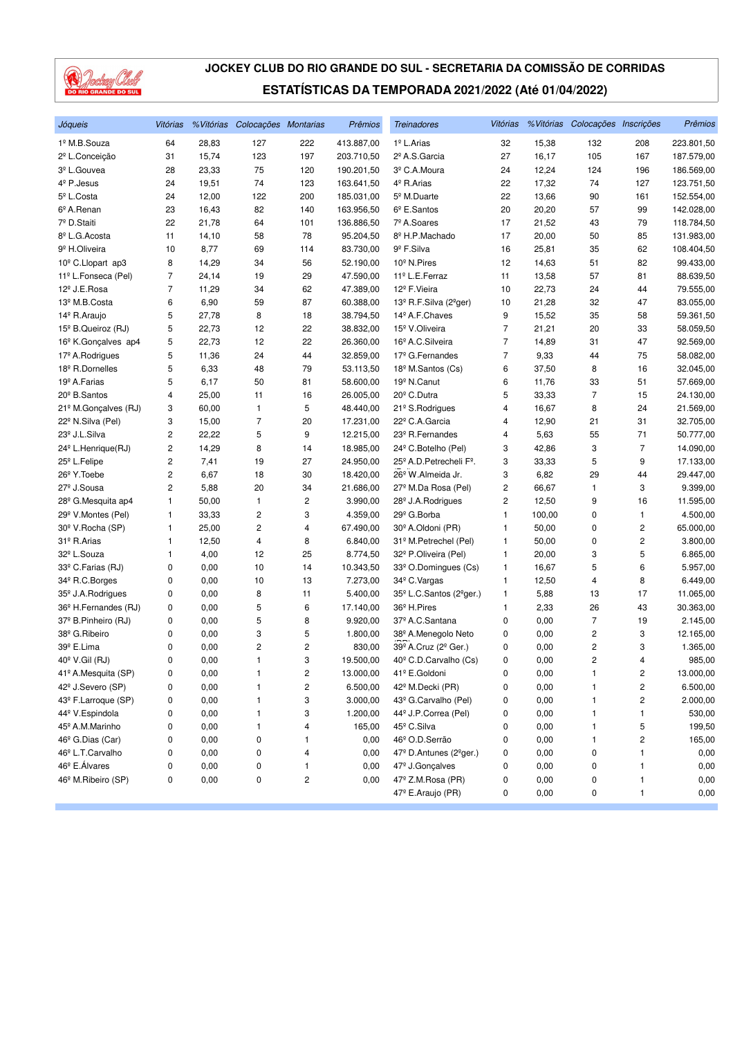# JOCKEY CLUB DO RIO GRANDE DO SUL - SECRETARIA DA COMISSÃO DE CORRIDAS

## ESTATÍSTICAS DA TEMPORADA 2021/2022 (Até 01/04/2022)

| *Jóqueis* | *Vitórias* | *%Vitórias* | *Colocações* | *Montarias* | *Prêmios* |
|---|---|---|---|---|---|
| 1º M.B.Souza | 64 | 28,83 | 127 | 222 | 413.887,00 |
| 2º L.Conceição | 31 | 15,74 | 123 | 197 | 203.710,50 |
| 3º L.Gouvea | 28 | 23,33 | 75 | 120 | 190.201,50 |
| 4º P.Jesus | 24 | 19,51 | 74 | 123 | 163.641,50 |
| 5º L.Costa | 24 | 12,00 | 122 | 200 | 185.031,00 |
| 6º A.Renan | 23 | 16,43 | 82 | 140 | 163.956,50 |
| 7º D.Staiti | 22 | 21,78 | 64 | 101 | 136.886,50 |
| 8º L.G.Acosta | 11 | 14,10 | 58 | 78 | 95.204,50 |
| 9º H.Oliveira | 10 | 8,77 | 69 | 114 | 83.730,00 |
| 10º C.Llopart ap3 | 8 | 14,29 | 34 | 56 | 52.190,00 |
| 11º L.Fonseca (Pel) | 7 | 24,14 | 19 | 29 | 47.590,00 |
| 12º J.E.Rosa | 7 | 11,29 | 34 | 62 | 47.389,00 |
| 13º M.B.Costa | 6 | 6,90 | 59 | 87 | 60.388,00 |
| 14º R.Araujo | 5 | 27,78 | 8 | 18 | 38.794,50 |
| 15º B.Queiroz (RJ) | 5 | 22,73 | 12 | 22 | 38.832,00 |
| 16º K.Gonçalves ap4 | 5 | 22,73 | 12 | 22 | 26.360,00 |
| 17º A.Rodrigues | 5 | 11,36 | 24 | 44 | 32.859,00 |
| 18º R.Dornelles | 5 | 6,33 | 48 | 79 | 53.113,50 |
| 19º A.Farias | 5 | 6,17 | 50 | 81 | 58.600,00 |
| 20º B.Santos | 4 | 25,00 | 11 | 16 | 26.005,00 |
| 21º M.Gonçalves (RJ) | 3 | 60,00 | 1 | 5 | 48.440,00 |
| 22º N.Silva (Pel) | 3 | 15,00 | 7 | 20 | 17.231,00 |
| 23º J.L.Silva | 2 | 22,22 | 5 | 9 | 12.215,00 |
| 24º L.Henrique(RJ) | 2 | 14,29 | 8 | 14 | 18.985,00 |
| 25º L.Felipe | 2 | 7,41 | 19 | 27 | 24.950,00 |
| 26º Y.Toebe | 2 | 6,67 | 18 | 30 | 18.420,00 |
| 27º J.Sousa | 2 | 5,88 | 20 | 34 | 21.686,00 |
| 28º G.Mesquita ap4 | 1 | 50,00 | 1 | 2 | 3.990,00 |
| 29º V.Montes (Pel) | 1 | 33,33 | 2 | 3 | 4.359,00 |
| 30º V.Rocha (SP) | 1 | 25,00 | 2 | 4 | 67.490,00 |
| 31º R.Arias | 1 | 12,50 | 4 | 8 | 6.840,00 |
| 32º L.Souza | 1 | 4,00 | 12 | 25 | 8.774,50 |
| 33º C.Farias (RJ) | 0 | 0,00 | 10 | 14 | 10.343,50 |
| 34º R.C.Borges | 0 | 0,00 | 10 | 13 | 7.273,00 |
| 35º J.A.Rodrigues | 0 | 0,00 | 8 | 11 | 5.400,00 |
| 36º H.Fernandes (RJ) | 0 | 0,00 | 5 | 6 | 17.140,00 |
| 37º B.Pinheiro (RJ) | 0 | 0,00 | 5 | 8 | 9.920,00 |
| 38º G.Ribeiro | 0 | 0,00 | 3 | 5 | 1.800,00 |
| 39º E.Lima | 0 | 0,00 | 2 | 2 | 830,00 |
| 40º V.Gil (RJ) | 0 | 0,00 | 1 | 3 | 19.500,00 |
| 41º A.Mesquita (SP) | 0 | 0,00 | 1 | 2 | 13.000,00 |
| 42º J.Severo (SP) | 0 | 0,00 | 1 | 2 | 6.500,00 |
| 43º F.Larroque (SP) | 0 | 0,00 | 1 | 3 | 3.000,00 |
| 44º V.Espindola | 0 | 0,00 | 1 | 3 | 1.200,00 |
| 45º A.M.Marinho | 0 | 0,00 | 1 | 4 | 165,00 |
| 46º G.Dias (Car) | 0 | 0,00 | 0 | 1 | 0,00 |
| 46º L.T.Carvalho | 0 | 0,00 | 0 | 4 | 0,00 |
| 46º E.Álvares | 0 | 0,00 | 0 | 1 | 0,00 |
| 46º M.Ribeiro (SP) | 0 | 0,00 | 0 | 2 | 0,00 |

| *Treinadores* | *Vitórias* | *%Vitórias* | *Colocações* | *Inscrições* | *Prêmios* |
|---|---|---|---|---|---|
| 1º L.Arias | 32 | 15,38 | 132 | 208 | 223.801,50 |
| 2º A.S.Garcia | 27 | 16,17 | 105 | 167 | 187.579,00 |
| 3º C.A.Moura | 24 | 12,24 | 124 | 196 | 186.569,00 |
| 4º R.Arias | 22 | 17,32 | 74 | 127 | 123.751,50 |
| 5º M.Duarte | 22 | 13,66 | 90 | 161 | 152.554,00 |
| 6º E.Santos | 20 | 20,20 | 57 | 99 | 142.028,00 |
| 7º A.Soares | 17 | 21,52 | 43 | 79 | 118.784,50 |
| 8º H.P.Machado | 17 | 20,00 | 50 | 85 | 131.983,00 |
| 9º F.Silva | 16 | 25,81 | 35 | 62 | 108.404,50 |
| 10º N.Pires | 12 | 14,63 | 51 | 82 | 99.433,00 |
| 11º L.E.Ferraz | 11 | 13,58 | 57 | 81 | 88.639,50 |
| 12º F.Vieira | 10 | 22,73 | 24 | 44 | 79.555,00 |
| 13º R.F.Silva (2ºger) | 10 | 21,28 | 32 | 47 | 83.055,00 |
| 14º A.F.Chaves | 9 | 15,52 | 35 | 58 | 59.361,50 |
| 15º V.Oliveira | 7 | 21,21 | 20 | 33 | 58.059,50 |
| 16º A.C.Silveira | 7 | 14,89 | 31 | 47 | 92.569,00 |
| 17º G.Fernandes | 7 | 9,33 | 44 | 75 | 58.082,00 |
| 18º M.Santos (Cs) | 6 | 37,50 | 8 | 16 | 32.045,00 |
| 19º N.Canut | 6 | 11,76 | 33 | 51 | 57.669,00 |
| 20º C.Dutra | 5 | 33,33 | 7 | 15 | 24.130,00 |
| 21º S.Rodrigues | 4 | 16,67 | 8 | 24 | 21.569,00 |
| 22º C.A.Garcia | 4 | 12,90 | 21 | 31 | 32.705,00 |
| 23º R.Fernandes | 4 | 5,63 | 55 | 71 | 50.777,00 |
| 24º C.Botelho (Pel) | 3 | 42,86 | 3 | 7 | 14.090,00 |
| 25º A.D.Petrecheli Fº. | 3 | 33,33 | 5 | 9 | 17.133,00 |
| 26º W.Almeida Jr. | 3 | 6,82 | 29 | 44 | 29.447,00 |
| 27º M.Da Rosa (Pel) | 2 | 66,67 | 1 | 3 | 9.399,00 |
| 28º J.A.Rodrigues | 2 | 12,50 | 9 | 16 | 11.595,00 |
| 29º G.Borba | 1 | 100,00 | 0 | 1 | 4.500,00 |
| 30º A.Oldoni (PR) | 1 | 50,00 | 0 | 2 | 65.000,00 |
| 31º M.Petrechel (Pel) | 1 | 50,00 | 0 | 2 | 3.800,00 |
| 32º P.Oliveira (Pel) | 1 | 20,00 | 3 | 5 | 6.865,00 |
| 33º O.Domingues (Cs) | 1 | 16,67 | 5 | 6 | 5.957,00 |
| 34º C.Vargas | 1 | 12,50 | 4 | 8 | 6.449,00 |
| 35º L.C.Santos (2ºger.) | 1 | 5,88 | 13 | 17 | 11.065,00 |
| 36º H.Pires | 1 | 2,33 | 26 | 43 | 30.363,00 |
| 37º A.C.Santana | 0 | 0,00 | 7 | 19 | 2.145,00 |
| 38º A.Menegolo Neto | 0 | 0,00 | 2 | 3 | 12.165,00 |
| 39º A.Cruz (2º Ger.) | 0 | 0,00 | 2 | 3 | 1.365,00 |
| 40º C.D.Carvalho (Cs) | 0 | 0,00 | 2 | 4 | 985,00 |
| 41º E.Goldoni | 0 | 0,00 | 1 | 2 | 13.000,00 |
| 42º M.Decki (PR) | 0 | 0,00 | 1 | 2 | 6.500,00 |
| 43º G.Carvalho (Pel) | 0 | 0,00 | 1 | 2 | 2.000,00 |
| 44º J.P.Correa (Pel) | 0 | 0,00 | 1 | 1 | 530,00 |
| 45º C.Silva | 0 | 0,00 | 1 | 5 | 199,50 |
| 46º O.D.Serrão | 0 | 0,00 | 1 | 2 | 165,00 |
| 47º D.Antunes (2ºger.) | 0 | 0,00 | 0 | 1 | 0,00 |
| 47º J.Gonçalves | 0 | 0,00 | 0 | 1 | 0,00 |
| 47º Z.M.Rosa (PR) | 0 | 0,00 | 0 | 1 | 0,00 |
| 47º E.Araujo (PR) | 0 | 0,00 | 0 | 1 | 0,00 |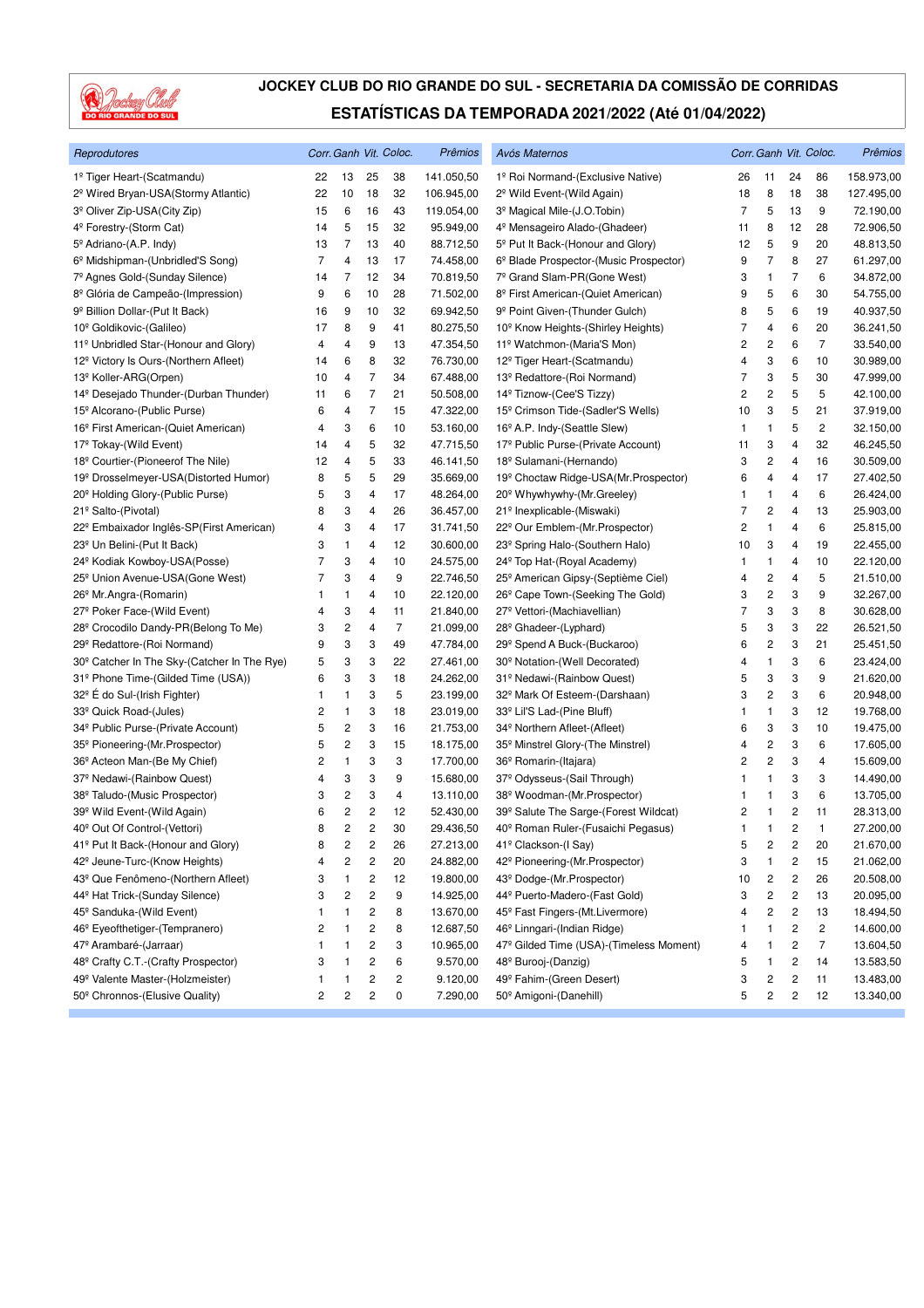# JOCKEY CLUB DO RIO GRANDE DO SUL - SECRETARIA DA COMISSÃO DE CORRIDAS

## ESTATÍSTICAS DA TEMPORADA 2021/2022 (Até 01/04/2022)

| *Reprodutores* | *Corr.* | *Ganh* | *Vit.* | *Coloc.* | *Prêmios* |
|---|---|---|---|---|---|
| 1º Tiger Heart-(Scatmandu) | 22 | 13 | 25 | 38 | 141.050,50 |
| 2º Wired Bryan-USA(Stormy Atlantic) | 22 | 10 | 18 | 32 | 106.945,00 |
| 3º Oliver Zip-USA(City Zip) | 15 | 6 | 16 | 43 | 119.054,00 |
| 4º Forestry-(Storm Cat) | 14 | 5 | 15 | 32 | 95.949,00 |
| 5º Adriano-(A.P. Indy) | 13 | 7 | 13 | 40 | 88.712,50 |
| 6º Midshipman-(Unbridled'S Song) | 7 | 4 | 13 | 17 | 74.458,00 |
| 7º Agnes Gold-(Sunday Silence) | 14 | 7 | 12 | 34 | 70.819,50 |
| 8º Glória de Campeão-(Impression) | 9 | 6 | 10 | 28 | 71.502,00 |
| 9º Billion Dollar-(Put It Back) | 16 | 9 | 10 | 32 | 69.942,50 |
| 10º Goldikovic-(Galileo) | 17 | 8 | 9 | 41 | 80.275,50 |
| 11º Unbridled Star-(Honour and Glory) | 4 | 4 | 9 | 13 | 47.354,50 |
| 12º Victory Is Ours-(Northern Afleet) | 14 | 6 | 8 | 32 | 76.730,00 |
| 13º Koller-ARG(Orpen) | 10 | 4 | 7 | 34 | 67.488,00 |
| 14º Desejado Thunder-(Durban Thunder) | 11 | 6 | 7 | 21 | 50.508,00 |
| 15º Alcorano-(Public Purse) | 6 | 4 | 7 | 15 | 47.322,00 |
| 16º First American-(Quiet American) | 4 | 3 | 6 | 10 | 53.160,00 |
| 17º Tokay-(Wild Event) | 14 | 4 | 5 | 32 | 47.715,50 |
| 18º Courtier-(Pioneerof The Nile) | 12 | 4 | 5 | 33 | 46.141,50 |
| 19º Drosselmeyer-USA(Distorted Humor) | 8 | 5 | 5 | 29 | 35.669,00 |
| 20º Holding Glory-(Public Purse) | 5 | 3 | 4 | 17 | 48.264,00 |
| 21º Salto-(Pivotal) | 8 | 3 | 4 | 26 | 36.457,00 |
| 22º Embaixador Inglês-SP(First American) | 4 | 3 | 4 | 17 | 31.741,50 |
| 23º Un Belini-(Put It Back) | 3 | 1 | 4 | 12 | 30.600,00 |
| 24º Kodiak Kowboy-USA(Posse) | 7 | 3 | 4 | 10 | 24.575,00 |
| 25º Union Avenue-USA(Gone West) | 7 | 3 | 4 | 9 | 22.746,50 |
| 26º Mr.Angra-(Romarin) | 1 | 1 | 4 | 10 | 22.120,00 |
| 27º Poker Face-(Wild Event) | 4 | 3 | 4 | 11 | 21.840,00 |
| 28º Crocodilo Dandy-PR(Belong To Me) | 3 | 2 | 4 | 7 | 21.099,00 |
| 29º Redattore-(Roi Normand) | 9 | 3 | 3 | 49 | 47.784,00 |
| 30º Catcher In The Sky-(Catcher In The Rye) | 5 | 3 | 3 | 22 | 27.461,00 |
| 31º Phone Time-(Gilded Time (USA)) | 6 | 3 | 3 | 18 | 24.262,00 |
| 32º É do Sul-(Irish Fighter) | 1 | 1 | 3 | 5 | 23.199,00 |
| 33º Quick Road-(Jules) | 2 | 1 | 3 | 18 | 23.019,00 |
| 34º Public Purse-(Private Account) | 5 | 2 | 3 | 16 | 21.753,00 |
| 35º Pioneering-(Mr.Prospector) | 5 | 2 | 3 | 15 | 18.175,00 |
| 36º Acteon Man-(Be My Chief) | 2 | 1 | 3 | 3 | 17.700,00 |
| 37º Nedawi-(Rainbow Quest) | 4 | 3 | 3 | 9 | 15.680,00 |
| 38º Taludo-(Music Prospector) | 3 | 2 | 3 | 4 | 13.110,00 |
| 39º Wild Event-(Wild Again) | 6 | 2 | 2 | 12 | 52.430,00 |
| 40º Out Of Control-(Vettori) | 8 | 2 | 2 | 30 | 29.436,50 |
| 41º Put It Back-(Honour and Glory) | 8 | 2 | 2 | 26 | 27.213,00 |
| 42º Jeune-Turc-(Know Heights) | 4 | 2 | 2 | 20 | 24.882,00 |
| 43º Que Fenômeno-(Northern Afleet) | 3 | 1 | 2 | 12 | 19.800,00 |
| 44º Hat Trick-(Sunday Silence) | 3 | 2 | 2 | 9 | 14.925,00 |
| 45º Sanduka-(Wild Event) | 1 | 1 | 2 | 8 | 13.670,00 |
| 46º Eyeofthetiger-(Tempranero) | 2 | 1 | 2 | 8 | 12.687,50 |
| 47º Arambaré-(Jarraar) | 1 | 1 | 2 | 3 | 10.965,00 |
| 48º Crafty C.T.-(Crafty Prospector) | 3 | 1 | 2 | 6 | 9.570,00 |
| 49º Valente Master-(Holzmeister) | 1 | 1 | 2 | 2 | 9.120,00 |
| 50º Chronnos-(Elusive Quality) | 2 | 2 | 2 | 0 | 7.290,00 |

| *Avós Maternos* | *Corr.* | *Ganh* | *Vit.* | *Coloc.* | *Prêmios* |
|---|---|---|---|---|---|
| 1º Roi Normand-(Exclusive Native) | 26 | 11 | 24 | 86 | 158.973,00 |
| 2º Wild Event-(Wild Again) | 18 | 8 | 18 | 38 | 127.495,00 |
| 3º Magical Mile-(J.O.Tobin) | 7 | 5 | 13 | 9 | 72.190,00 |
| 4º Mensageiro Alado-(Ghadeer) | 11 | 8 | 12 | 28 | 72.906,50 |
| 5º Put It Back-(Honour and Glory) | 12 | 5 | 9 | 20 | 48.813,50 |
| 6º Blade Prospector-(Music Prospector) | 9 | 7 | 8 | 27 | 61.297,00 |
| 7º Grand Slam-PR(Gone West) | 3 | 1 | 7 | 6 | 34.872,00 |
| 8º First American-(Quiet American) | 9 | 5 | 6 | 30 | 54.755,00 |
| 9º Point Given-(Thunder Gulch) | 8 | 5 | 6 | 19 | 40.937,50 |
| 10º Know Heights-(Shirley Heights) | 7 | 4 | 6 | 20 | 36.241,50 |
| 11º Watchmon-(Maria'S Mon) | 2 | 2 | 6 | 7 | 33.540,00 |
| 12º Tiger Heart-(Scatmandu) | 4 | 3 | 6 | 10 | 30.989,00 |
| 13º Redattore-(Roi Normand) | 7 | 3 | 5 | 30 | 47.999,00 |
| 14º Tiznow-(Cee'S Tizzy) | 2 | 2 | 5 | 5 | 42.100,00 |
| 15º Crimson Tide-(Sadler'S Wells) | 10 | 3 | 5 | 21 | 37.919,00 |
| 16º A.P. Indy-(Seattle Slew) | 1 | 1 | 5 | 2 | 32.150,00 |
| 17º Public Purse-(Private Account) | 11 | 3 | 4 | 32 | 46.245,50 |
| 18º Sulamani-(Hernando) | 3 | 2 | 4 | 16 | 30.509,00 |
| 19º Choctaw Ridge-USA(Mr.Prospector) | 6 | 4 | 4 | 17 | 27.402,50 |
| 20º Whywhywhy-(Mr.Greeley) | 1 | 1 | 4 | 6 | 26.424,00 |
| 21º Inexplicable-(Miswaki) | 7 | 2 | 4 | 13 | 25.903,00 |
| 22º Our Emblem-(Mr.Prospector) | 2 | 1 | 4 | 6 | 25.815,00 |
| 23º Spring Halo-(Southern Halo) | 10 | 3 | 4 | 19 | 22.455,00 |
| 24º Top Hat-(Royal Academy) | 1 | 1 | 4 | 10 | 22.120,00 |
| 25º American Gipsy-(Septième Ciel) | 4 | 2 | 4 | 5 | 21.510,00 |
| 26º Cape Town-(Seeking The Gold) | 3 | 2 | 3 | 9 | 32.267,00 |
| 27º Vettori-(Machiavellian) | 7 | 3 | 3 | 8 | 30.628,00 |
| 28º Ghadeer-(Lyphard) | 5 | 3 | 3 | 22 | 26.521,50 |
| 29º Spend A Buck-(Buckaroo) | 6 | 2 | 3 | 21 | 25.451,50 |
| 30º Notation-(Well Decorated) | 4 | 1 | 3 | 6 | 23.424,00 |
| 31º Nedawi-(Rainbow Quest) | 5 | 3 | 3 | 9 | 21.620,00 |
| 32º Mark Of Esteem-(Darshaan) | 3 | 2 | 3 | 6 | 20.948,00 |
| 33º Lil'S Lad-(Pine Bluff) | 1 | 1 | 3 | 12 | 19.768,00 |
| 34º Northern Afleet-(Afleet) | 6 | 3 | 3 | 10 | 19.475,00 |
| 35º Minstrel Glory-(The Minstrel) | 4 | 2 | 3 | 6 | 17.605,00 |
| 36º Romarin-(Itajara) | 2 | 2 | 3 | 4 | 15.609,00 |
| 37º Odysseus-(Sail Through) | 1 | 1 | 3 | 3 | 14.490,00 |
| 38º Woodman-(Mr.Prospector) | 1 | 1 | 3 | 6 | 13.705,00 |
| 39º Salute The Sarge-(Forest Wildcat) | 2 | 1 | 2 | 11 | 28.313,00 |
| 40º Roman Ruler-(Fusaichi Pegasus) | 1 | 1 | 2 | 1 | 27.200,00 |
| 41º Clackson-(I Say) | 5 | 2 | 2 | 20 | 21.670,00 |
| 42º Pioneering-(Mr.Prospector) | 3 | 1 | 2 | 15 | 21.062,00 |
| 43º Dodge-(Mr.Prospector) | 10 | 2 | 2 | 26 | 20.508,00 |
| 44º Puerto-Madero-(Fast Gold) | 3 | 2 | 2 | 13 | 20.095,00 |
| 45º Fast Fingers-(Mt.Livermore) | 4 | 2 | 2 | 13 | 18.494,50 |
| 46º Linngari-(Indian Ridge) | 1 | 1 | 2 | 2 | 14.600,00 |
| 47º Gilded Time (USA)-(Timeless Moment) | 4 | 1 | 2 | 7 | 13.604,50 |
| 48º Burooj-(Danzig) | 5 | 1 | 2 | 14 | 13.583,50 |
| 49º Fahim-(Green Desert) | 3 | 2 | 2 | 11 | 13.483,00 |
| 50º Amigoni-(Danehill) | 5 | 2 | 2 | 12 | 13.340,00 |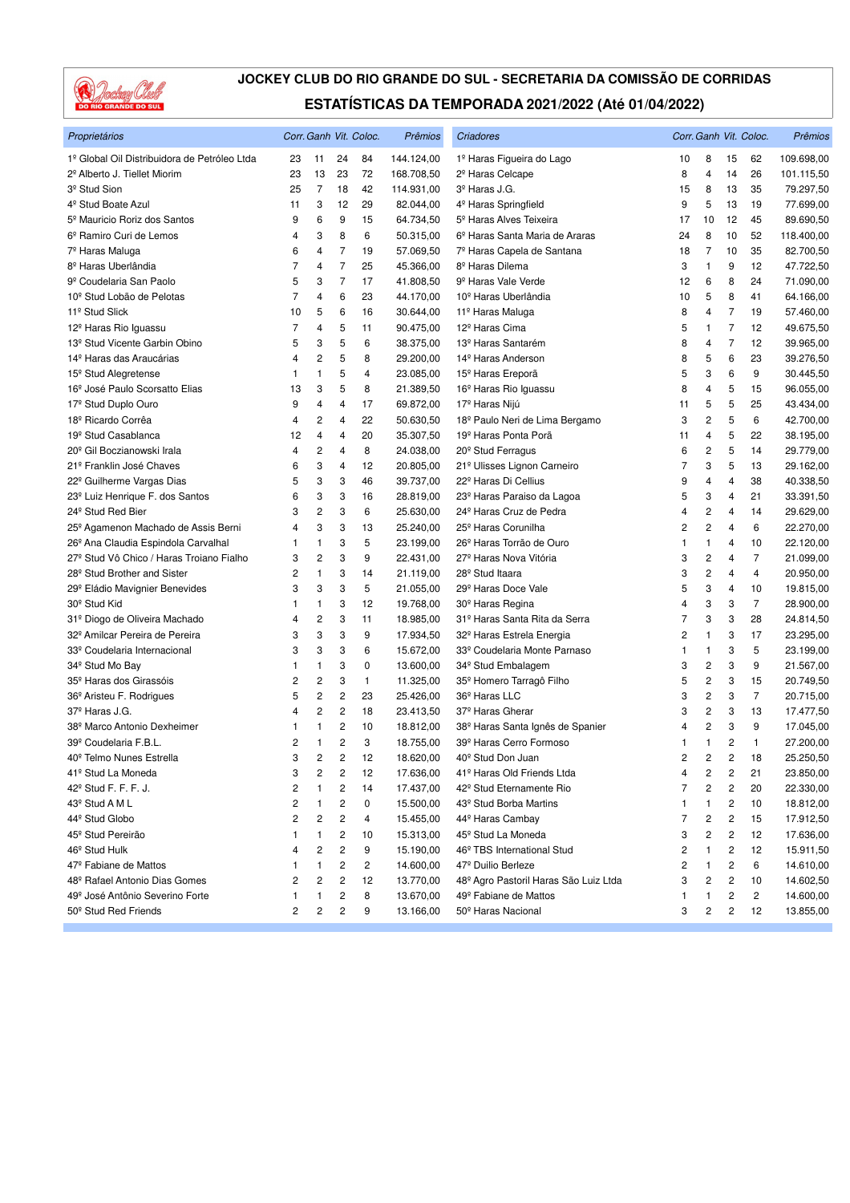# JOCKEY CLUB DO RIO GRANDE DO SUL - SECRETARIA DA COMISSÃO DE CORRIDAS

## ESTATÍSTICAS DA TEMPORADA 2021/2022 (Até 01/04/2022)

| Proprietários | Corr. | Ganh | Vit. | Coloc. | Prêmios |
|---|---|---|---|---|---|
| 1º Global Oil Distribuidora de Petróleo Ltda | 23 | 11 | 24 | 84 | 144.124,00 |
| 2º Alberto J. Tiellet Miorim | 23 | 13 | 23 | 72 | 168.708,50 |
| 3º Stud Sion | 25 | 7 | 18 | 42 | 114.931,00 |
| 4º Stud Boate Azul | 11 | 3 | 12 | 29 | 82.044,00 |
| 5º Mauricio Roriz dos Santos | 9 | 6 | 9 | 15 | 64.734,50 |
| 6º Ramiro Curi de Lemos | 4 | 3 | 8 | 6 | 50.315,00 |
| 7º Haras Maluga | 6 | 4 | 7 | 19 | 57.069,50 |
| 8º Haras Uberlândia | 7 | 4 | 7 | 25 | 45.366,00 |
| 9º Coudelaria San Paolo | 5 | 3 | 7 | 17 | 41.808,50 |
| 10º Stud Lobão de Pelotas | 7 | 4 | 6 | 23 | 44.170,00 |
| 11º Stud Slick | 10 | 5 | 6 | 16 | 30.644,00 |
| 12º Haras Rio Iguassu | 7 | 4 | 5 | 11 | 90.475,00 |
| 13º Stud Vicente Garbin Obino | 5 | 3 | 5 | 6 | 38.375,00 |
| 14º Haras das Araucárias | 4 | 2 | 5 | 8 | 29.200,00 |
| 15º Stud Alegretense | 1 | 1 | 5 | 4 | 23.085,00 |
| 16º José Paulo Scorsatto Elias | 13 | 3 | 5 | 8 | 21.389,50 |
| 17º Stud Duplo Ouro | 9 | 4 | 4 | 17 | 69.872,00 |
| 18º Ricardo Corrêa | 4 | 2 | 4 | 22 | 50.630,50 |
| 19º Stud Casablanca | 12 | 4 | 4 | 20 | 35.307,50 |
| 20º Gil Boczianowski Irala | 4 | 2 | 4 | 8 | 24.038,00 |
| 21º Franklin José Chaves | 6 | 3 | 4 | 12 | 20.805,00 |
| 22º Guilherme Vargas Dias | 5 | 3 | 3 | 46 | 39.737,00 |
| 23º Luiz Henrique F. dos Santos | 6 | 3 | 3 | 16 | 28.819,00 |
| 24º Stud Red Bier | 3 | 2 | 3 | 6 | 25.630,00 |
| 25º Agamenon Machado de Assis Berni | 4 | 3 | 3 | 13 | 25.240,00 |
| 26º Ana Claudia Espindola Carvalhal | 1 | 1 | 3 | 5 | 23.199,00 |
| 27º Stud Vô Chico / Haras Troiano Fialho | 3 | 2 | 3 | 9 | 22.431,00 |
| 28º Stud Brother and Sister | 2 | 1 | 3 | 14 | 21.119,00 |
| 29º Eládio Mavignier Benevides | 3 | 3 | 3 | 5 | 21.055,00 |
| 30º Stud Kid | 1 | 1 | 3 | 12 | 19.768,00 |
| 31º Diogo de Oliveira Machado | 4 | 2 | 3 | 11 | 18.985,00 |
| 32º Amilcar Pereira de Pereira | 3 | 3 | 3 | 9 | 17.934,50 |
| 33º Coudelaria Internacional | 3 | 3 | 3 | 6 | 15.672,00 |
| 34º Stud Mo Bay | 1 | 1 | 3 | 0 | 13.600,00 |
| 35º Haras dos Girassóis | 2 | 2 | 3 | 1 | 11.325,00 |
| 36º Aristeu F. Rodrigues | 5 | 2 | 2 | 23 | 25.426,00 |
| 37º Haras J.G. | 4 | 2 | 2 | 18 | 23.413,50 |
| 38º Marco Antonio Dexheimer | 1 | 1 | 2 | 10 | 18.812,00 |
| 39º Coudelaria F.B.L. | 2 | 1 | 2 | 3 | 18.755,00 |
| 40º Telmo Nunes Estrella | 3 | 2 | 2 | 12 | 18.620,00 |
| 41º Stud La Moneda | 3 | 2 | 2 | 12 | 17.636,00 |
| 42º Stud F. F. F. J. | 2 | 1 | 2 | 14 | 17.437,00 |
| 43º Stud A M L | 2 | 1 | 2 | 0 | 15.500,00 |
| 44º Stud Globo | 2 | 2 | 2 | 4 | 15.455,00 |
| 45º Stud Pereirão | 1 | 1 | 2 | 10 | 15.313,00 |
| 46º Stud Hulk | 4 | 2 | 2 | 9 | 15.190,00 |
| 47º Fabiane de Mattos | 1 | 1 | 2 | 2 | 14.600,00 |
| 48º Rafael Antonio Dias Gomes | 2 | 2 | 2 | 12 | 13.770,00 |
| 49º José Antônio Severino Forte | 1 | 1 | 2 | 8 | 13.670,00 |
| 50º Stud Red Friends | 2 | 2 | 2 | 9 | 13.166,00 |

| Criadores | Corr. | Ganh | Vit. | Coloc. | Prêmios |
|---|---|---|---|---|---|
| 1º Haras Figueira do Lago | 10 | 8 | 15 | 62 | 109.698,00 |
| 2º Haras Celcape | 8 | 4 | 14 | 26 | 101.115,50 |
| 3º Haras J.G. | 15 | 8 | 13 | 35 | 79.297,50 |
| 4º Haras Springfield | 9 | 5 | 13 | 19 | 77.699,00 |
| 5º Haras Alves Teixeira | 17 | 10 | 12 | 45 | 89.690,50 |
| 6º Haras Santa Maria de Araras | 24 | 8 | 10 | 52 | 118.400,00 |
| 7º Haras Capela de Santana | 18 | 7 | 10 | 35 | 82.700,50 |
| 8º Haras Dilema | 3 | 1 | 9 | 12 | 47.722,50 |
| 9º Haras Vale Verde | 12 | 6 | 8 | 24 | 71.090,00 |
| 10º Haras Uberlândia | 10 | 5 | 8 | 41 | 64.166,00 |
| 11º Haras Maluga | 8 | 4 | 7 | 19 | 57.460,00 |
| 12º Haras Cima | 5 | 1 | 7 | 12 | 49.675,50 |
| 13º Haras Santarém | 8 | 4 | 7 | 12 | 39.965,00 |
| 14º Haras Anderson | 8 | 5 | 6 | 23 | 39.276,50 |
| 15º Haras Ereporã | 5 | 3 | 6 | 9 | 30.445,50 |
| 16º Haras Rio Iguassu | 8 | 4 | 5 | 15 | 96.055,00 |
| 17º Haras Nijú | 11 | 5 | 5 | 25 | 43.434,00 |
| 18º Paulo Neri de Lima Bergamo | 3 | 2 | 5 | 6 | 42.700,00 |
| 19º Haras Ponta Porã | 11 | 4 | 5 | 22 | 38.195,00 |
| 20º Stud Ferragus | 6 | 2 | 5 | 14 | 29.779,00 |
| 21º Ulisses Lignon Carneiro | 7 | 3 | 5 | 13 | 29.162,00 |
| 22º Haras Di Cellius | 9 | 4 | 4 | 38 | 40.338,50 |
| 23º Haras Paraiso da Lagoa | 5 | 3 | 4 | 21 | 33.391,50 |
| 24º Haras Cruz de Pedra | 4 | 2 | 4 | 14 | 29.629,00 |
| 25º Haras Corunilha | 2 | 2 | 4 | 6 | 22.270,00 |
| 26º Haras Torrão de Ouro | 1 | 1 | 4 | 10 | 22.120,00 |
| 27º Haras Nova Vitória | 3 | 2 | 4 | 7 | 21.099,00 |
| 28º Stud Itaara | 3 | 2 | 4 | 4 | 20.950,00 |
| 29º Haras Doce Vale | 5 | 3 | 4 | 10 | 19.815,00 |
| 30º Haras Regina | 4 | 3 | 3 | 7 | 28.900,00 |
| 31º Haras Santa Rita da Serra | 7 | 3 | 3 | 28 | 24.814,50 |
| 32º Haras Estrela Energia | 2 | 1 | 3 | 17 | 23.295,00 |
| 33º Coudelaria Monte Parnaso | 1 | 1 | 3 | 5 | 23.199,00 |
| 34º Stud Embalagem | 3 | 2 | 3 | 9 | 21.567,00 |
| 35º Homero Tarragô Filho | 5 | 2 | 3 | 15 | 20.749,50 |
| 36º Haras LLC | 3 | 2 | 3 | 7 | 20.715,00 |
| 37º Haras Gherar | 3 | 2 | 3 | 13 | 17.477,50 |
| 38º Haras Santa Ignês de Spanier | 4 | 2 | 3 | 9 | 17.045,00 |
| 39º Haras Cerro Formoso | 1 | 1 | 2 | 1 | 27.200,00 |
| 40º Stud Don Juan | 2 | 2 | 2 | 18 | 25.250,00 |
| 41º Haras Old Friends Ltda | 4 | 2 | 2 | 21 | 23.850,00 |
| 42º Stud Eternamente Rio | 7 | 2 | 2 | 20 | 22.330,00 |
| 43º Stud Borba Martins | 1 | 1 | 2 | 10 | 18.812,00 |
| 44º Haras Cambay | 7 | 2 | 2 | 15 | 17.912,50 |
| 45º Stud La Moneda | 3 | 2 | 2 | 12 | 17.636,00 |
| 46º TBS International Stud | 2 | 1 | 2 | 12 | 15.911,50 |
| 47º Duilio Berleze | 2 | 1 | 2 | 6 | 14.610,00 |
| 48º Agro Pastoril Haras São Luiz Ltda | 3 | 2 | 2 | 10 | 14.602,50 |
| 49º Fabiane de Mattos | 1 | 1 | 2 | 2 | 14.600,00 |
| 50º Haras Nacional | 3 | 2 | 2 | 12 | 13.855,00 |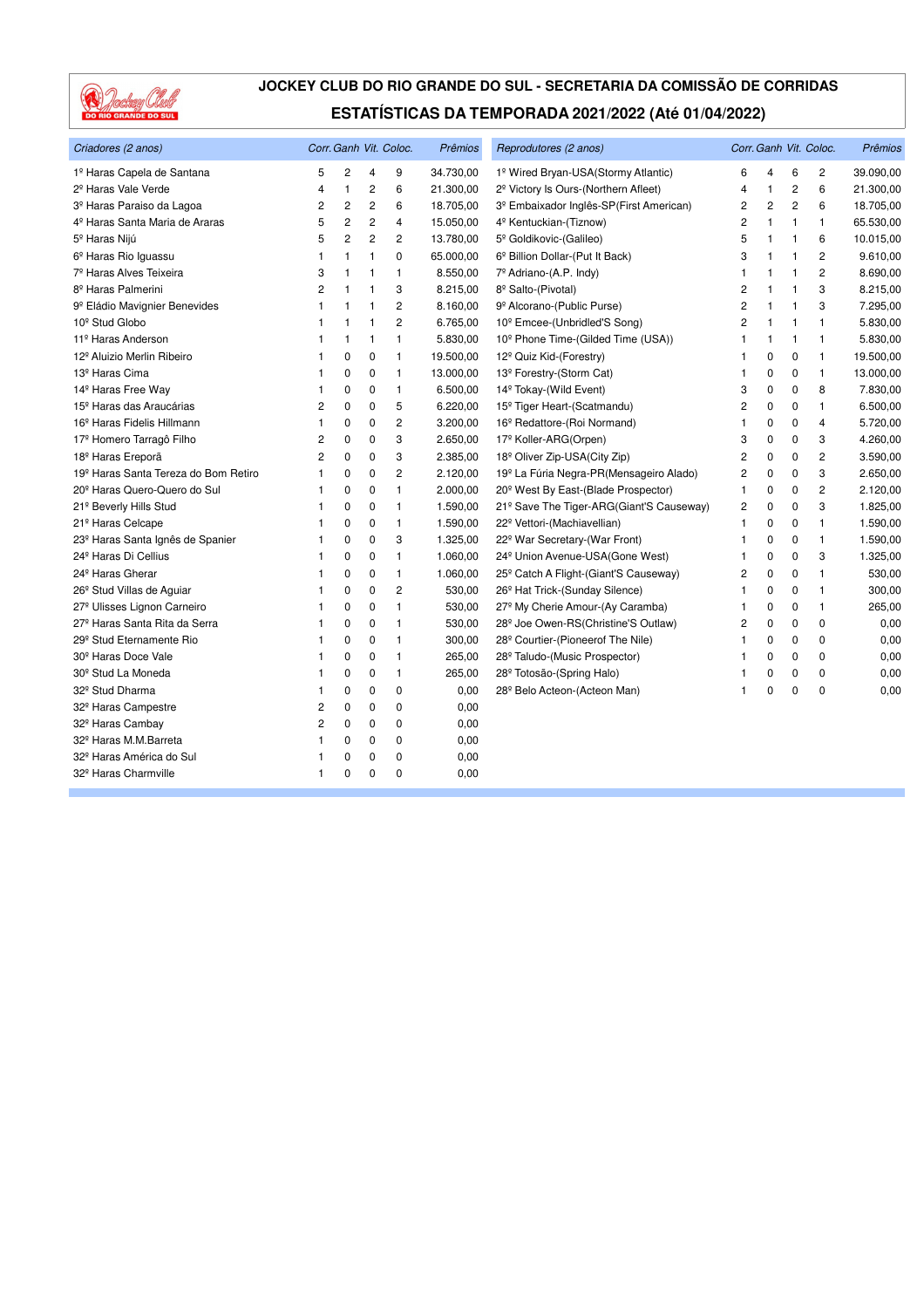# JOCKEY CLUB DO RIO GRANDE DO SUL - SECRETARIA DA COMISSÃO DE CORRIDAS

## ESTATÍSTICAS DA TEMPORADA 2021/2022 (Até 01/04/2022)

| *Criadores (2 anos)* | *Corr.* | *Ganh* | *Vit.* | *Coloc.* | *Prêmios* |
|---|---|---|---|---|---|
| 1º Haras Capela de Santana | 5 | 2 | 4 | 9 | 34.730,00 |
| 2º Haras Vale Verde | 4 | 1 | 2 | 6 | 21.300,00 |
| 3º Haras Paraiso da Lagoa | 2 | 2 | 2 | 6 | 18.705,00 |
| 4º Haras Santa Maria de Araras | 5 | 2 | 2 | 4 | 15.050,00 |
| 5º Haras Nijú | 5 | 2 | 2 | 2 | 13.780,00 |
| 6º Haras Rio Iguassu | 1 | 1 | 1 | 0 | 65.000,00 |
| 7º Haras Alves Teixeira | 3 | 1 | 1 | 1 | 8.550,00 |
| 8º Haras Palmerini | 2 | 1 | 1 | 3 | 8.215,00 |
| 9º Eládio Mavignier Benevides | 1 | 1 | 1 | 2 | 8.160,00 |
| 10º Stud Globo | 1 | 1 | 1 | 2 | 6.765,00 |
| 11º Haras Anderson | 1 | 1 | 1 | 1 | 5.830,00 |
| 12º Aluizio Merlin Ribeiro | 1 | 0 | 0 | 1 | 19.500,00 |
| 13º Haras Cima | 1 | 0 | 0 | 1 | 13.000,00 |
| 14º Haras Free Way | 1 | 0 | 0 | 1 | 6.500,00 |
| 15º Haras das Araucárias | 2 | 0 | 0 | 5 | 6.220,00 |
| 16º Haras Fidelis Hillmann | 1 | 0 | 0 | 2 | 3.200,00 |
| 17º Homero Tarragô Filho | 2 | 0 | 0 | 3 | 2.650,00 |
| 18º Haras Ereporã | 2 | 0 | 0 | 3 | 2.385,00 |
| 19º Haras Santa Tereza do Bom Retiro | 1 | 0 | 0 | 2 | 2.120,00 |
| 20º Haras Quero-Quero do Sul | 1 | 0 | 0 | 1 | 2.000,00 |
| 21º Beverly Hills Stud | 1 | 0 | 0 | 1 | 1.590,00 |
| 21º Haras Celcape | 1 | 0 | 0 | 1 | 1.590,00 |
| 23º Haras Santa Ignês de Spanier | 1 | 0 | 0 | 3 | 1.325,00 |
| 24º Haras Di Cellius | 1 | 0 | 0 | 1 | 1.060,00 |
| 24º Haras Gherar | 1 | 0 | 0 | 1 | 1.060,00 |
| 26º Stud Villas de Aguiar | 1 | 0 | 0 | 2 | 530,00 |
| 27º Ulisses Lignon Carneiro | 1 | 0 | 0 | 1 | 530,00 |
| 27º Haras Santa Rita da Serra | 1 | 0 | 0 | 1 | 530,00 |
| 29º Stud Eternamente Rio | 1 | 0 | 0 | 1 | 300,00 |
| 30º Haras Doce Vale | 1 | 0 | 0 | 1 | 265,00 |
| 30º Stud La Moneda | 1 | 0 | 0 | 1 | 265,00 |
| 32º Stud Dharma | 1 | 0 | 0 | 0 | 0,00 |
| 32º Haras Campestre | 2 | 0 | 0 | 0 | 0,00 |
| 32º Haras Cambay | 2 | 0 | 0 | 0 | 0,00 |
| 32º Haras M.M.Barreta | 1 | 0 | 0 | 0 | 0,00 |
| 32º Haras América do Sul | 1 | 0 | 0 | 0 | 0,00 |
| 32º Haras Charmville | 1 | 0 | 0 | 0 | 0,00 |

| *Reprodutores (2 anos)* | *Corr.* | *Ganh* | *Vit.* | *Coloc.* | *Prêmios* |
|---|---|---|---|---|---|
| 1º Wired Bryan-USA(Stormy Atlantic) | 6 | 4 | 6 | 2 | 39.090,00 |
| 2º Victory Is Ours-(Northern Afleet) | 4 | 1 | 2 | 6 | 21.300,00 |
| 3º Embaixador Inglês-SP(First American) | 2 | 2 | 2 | 6 | 18.705,00 |
| 4º Kentuckian-(Tiznow) | 2 | 1 | 1 | 1 | 65.530,00 |
| 5º Goldikovic-(Galileo) | 5 | 1 | 1 | 6 | 10.015,00 |
| 6º Billion Dollar-(Put It Back) | 3 | 1 | 1 | 2 | 9.610,00 |
| 7º Adriano-(A.P. Indy) | 1 | 1 | 1 | 2 | 8.690,00 |
| 8º Salto-(Pivotal) | 2 | 1 | 1 | 3 | 8.215,00 |
| 9º Alcorano-(Public Purse) | 2 | 1 | 1 | 3 | 7.295,00 |
| 10º Emcee-(Unbridled'S Song) | 2 | 1 | 1 | 1 | 5.830,00 |
| 10º Phone Time-(Gilded Time (USA)) | 1 | 1 | 1 | 1 | 5.830,00 |
| 12º Quiz Kid-(Forestry) | 1 | 0 | 0 | 1 | 19.500,00 |
| 13º Forestry-(Storm Cat) | 1 | 0 | 0 | 1 | 13.000,00 |
| 14º Tokay-(Wild Event) | 3 | 0 | 0 | 8 | 7.830,00 |
| 15º Tiger Heart-(Scatmandu) | 2 | 0 | 0 | 1 | 6.500,00 |
| 16º Redattore-(Roi Normand) | 1 | 0 | 0 | 4 | 5.720,00 |
| 17º Koller-ARG(Orpen) | 3 | 0 | 0 | 3 | 4.260,00 |
| 18º Oliver Zip-USA(City Zip) | 2 | 0 | 0 | 2 | 3.590,00 |
| 19º La Fúria Negra-PR(Mensageiro Alado) | 2 | 0 | 0 | 3 | 2.650,00 |
| 20º West By East-(Blade Prospector) | 1 | 0 | 0 | 2 | 2.120,00 |
| 21º Save The Tiger-ARG(Giant'S Causeway) | 2 | 0 | 0 | 3 | 1.825,00 |
| 22º Vettori-(Machiavellian) | 1 | 0 | 0 | 1 | 1.590,00 |
| 22º War Secretary-(War Front) | 1 | 0 | 0 | 1 | 1.590,00 |
| 24º Union Avenue-USA(Gone West) | 1 | 0 | 0 | 3 | 1.325,00 |
| 25º Catch A Flight-(Giant'S Causeway) | 2 | 0 | 0 | 1 | 530,00 |
| 26º Hat Trick-(Sunday Silence) | 1 | 0 | 0 | 1 | 300,00 |
| 27º My Cherie Amour-(Ay Caramba) | 1 | 0 | 0 | 1 | 265,00 |
| 28º Joe Owen-RS(Christine'S Outlaw) | 2 | 0 | 0 | 0 | 0,00 |
| 28º Courtier-(Pioneerof The Nile) | 1 | 0 | 0 | 0 | 0,00 |
| 28º Taludo-(Music Prospector) | 1 | 0 | 0 | 0 | 0,00 |
| 28º Totosão-(Spring Halo) | 1 | 0 | 0 | 0 | 0,00 |
| 28º Belo Acteon-(Acteon Man) | 1 | 0 | 0 | 0 | 0,00 |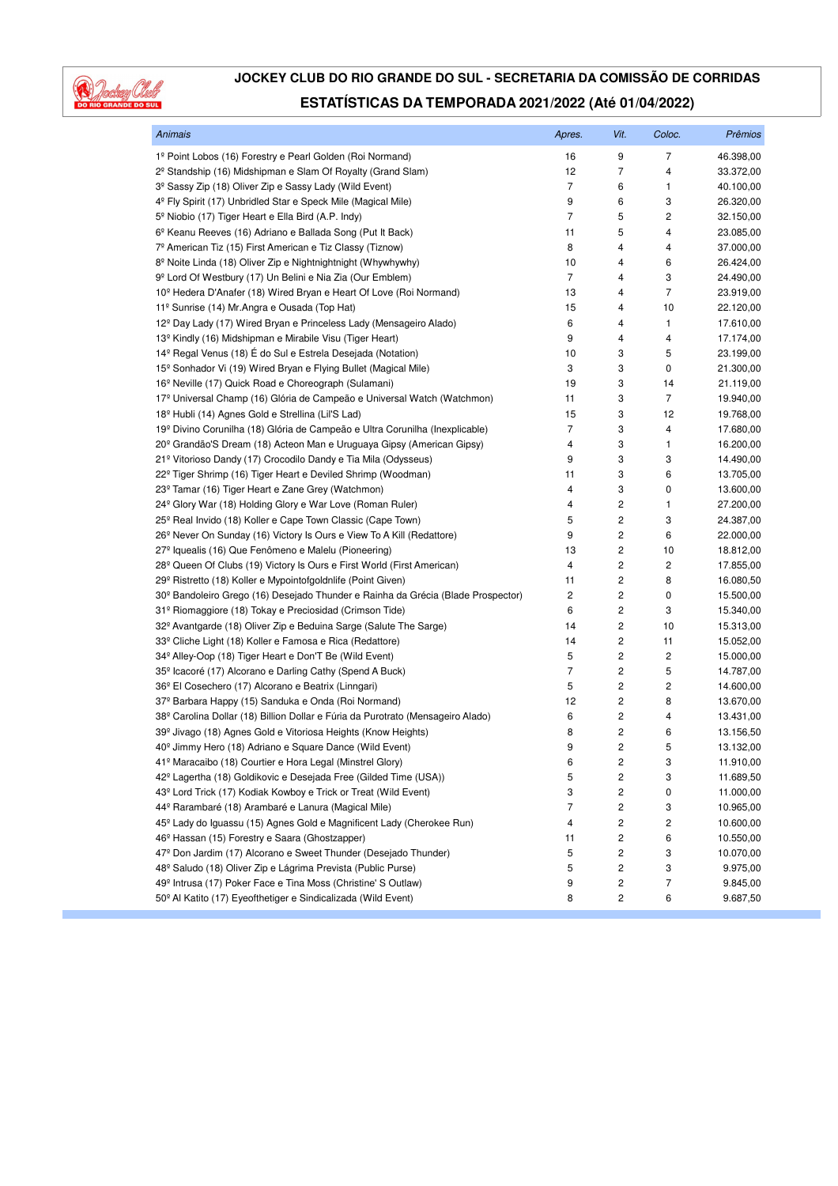## JOCKEY CLUB DO RIO GRANDE DO SUL - SECRETARIA DA COMISSÃO DE CORRIDAS

## ESTATÍSTICAS DA TEMPORADA 2021/2022 (Até 01/04/2022)

| *Animais* | *Apres.* | *Vit.* | *Coloc.* | *Prêmios* |
|---|---|---|---|---|
| 1º Point Lobos (16) Forestry e Pearl Golden (Roi Normand) | 16 | 9 | 7 | 46.398,00 |
| 2º Standship (16) Midshipman e Slam Of Royalty (Grand Slam) | 12 | 7 | 4 | 33.372,00 |
| 3º Sassy Zip (18) Oliver Zip e Sassy Lady (Wild Event) | 7 | 6 | 1 | 40.100,00 |
| 4º Fly Spirit (17) Unbridled Star e Speck Mile (Magical Mile) | 9 | 6 | 3 | 26.320,00 |
| 5º Niobio (17) Tiger Heart e Ella Bird (A.P. Indy) | 7 | 5 | 2 | 32.150,00 |
| 6º Keanu Reeves (16) Adriano e Ballada Song (Put It Back) | 11 | 5 | 4 | 23.085,00 |
| 7º American Tiz (15) First American e Tiz Classy (Tiznow) | 8 | 4 | 4 | 37.000,00 |
| 8º Noite Linda (18) Oliver Zip e Nightnightnight (Whywhywhy) | 10 | 4 | 6 | 26.424,00 |
| 9º Lord Of Westbury (17) Un Belini e Nia Zia (Our Emblem) | 7 | 4 | 3 | 24.490,00 |
| 10º Hedera D'Anafer (18) Wired Bryan e Heart Of Love (Roi Normand) | 13 | 4 | 7 | 23.919,00 |
| 11º Sunrise (14) Mr.Angra e Ousada (Top Hat) | 15 | 4 | 10 | 22.120,00 |
| 12º Day Lady (17) Wired Bryan e Princeless Lady (Mensageiro Alado) | 6 | 4 | 1 | 17.610,00 |
| 13º Kindly (16) Midshipman e Mirabile Visu (Tiger Heart) | 9 | 4 | 4 | 17.174,00 |
| 14º Regal Venus (18) É do Sul e Estrela Desejada (Notation) | 10 | 3 | 5 | 23.199,00 |
| 15º Sonhador Vi (19) Wired Bryan e Flying Bullet (Magical Mile) | 3 | 3 | 0 | 21.300,00 |
| 16º Neville (17) Quick Road e Choreograph (Sulamani) | 19 | 3 | 14 | 21.119,00 |
| 17º Universal Champ (16) Glória de Campeão e Universal Watch (Watchmon) | 11 | 3 | 7 | 19.940,00 |
| 18º Hubli (14) Agnes Gold e Strellina (Lil'S Lad) | 15 | 3 | 12 | 19.768,00 |
| 19º Divino Corunilha (18) Glória de Campeão e Ultra Corunilha (Inexplicable) | 7 | 3 | 4 | 17.680,00 |
| 20º Grandão'S Dream (18) Acteon Man e Uruguaya Gipsy (American Gipsy) | 4 | 3 | 1 | 16.200,00 |
| 21º Vitorioso Dandy (17) Crocodilo Dandy e Tia Mila (Odysseus) | 9 | 3 | 3 | 14.490,00 |
| 22º Tiger Shrimp (16) Tiger Heart e Deviled Shrimp (Woodman) | 11 | 3 | 6 | 13.705,00 |
| 23º Tamar (16) Tiger Heart e Zane Grey (Watchmon) | 4 | 3 | 0 | 13.600,00 |
| 24º Glory War (18) Holding Glory e War Love (Roman Ruler) | 4 | 2 | 1 | 27.200,00 |
| 25º Real Invido (18) Koller e Cape Town Classic (Cape Town) | 5 | 2 | 3 | 24.387,00 |
| 26º Never On Sunday (16) Victory Is Ours e View To A Kill (Redattore) | 9 | 2 | 6 | 22.000,00 |
| 27º Iquealis (16) Que Fenômeno e Malelu (Pioneering) | 13 | 2 | 10 | 18.812,00 |
| 28º Queen Of Clubs (19) Victory Is Ours e First World (First American) | 4 | 2 | 2 | 17.855,00 |
| 29º Ristretto (18) Koller e Mypointofgoldnlife (Point Given) | 11 | 2 | 8 | 16.080,50 |
| 30º Bandoleiro Grego (16) Desejado Thunder e Rainha da Grécia (Blade Prospector) | 2 | 2 | 0 | 15.500,00 |
| 31º Riomaggiore (18) Tokay e Preciosidad (Crimson Tide) | 6 | 2 | 3 | 15.340,00 |
| 32º Avantgarde (18) Oliver Zip e Beduina Sarge (Salute The Sarge) | 14 | 2 | 10 | 15.313,00 |
| 33º Cliche Light (18) Koller e Famosa e Rica (Redattore) | 14 | 2 | 11 | 15.052,00 |
| 34º Alley-Oop (18) Tiger Heart e Don'T Be (Wild Event) | 5 | 2 | 2 | 15.000,00 |
| 35º Icacoré (17) Alcorano e Darling Cathy (Spend A Buck) | 7 | 2 | 5 | 14.787,00 |
| 36º El Cosechero (17) Alcorano e Beatrix (Linngari) | 5 | 2 | 2 | 14.600,00 |
| 37º Barbara Happy (15) Sanduka e Onda (Roi Normand) | 12 | 2 | 8 | 13.670,00 |
| 38º Carolina Dollar (18) Billion Dollar e Fúria da Purotrato (Mensageiro Alado) | 6 | 2 | 4 | 13.431,00 |
| 39º Jivago (18) Agnes Gold e Vitoriosa Heights (Know Heights) | 8 | 2 | 6 | 13.156,50 |
| 40º Jimmy Hero (18) Adriano e Square Dance (Wild Event) | 9 | 2 | 5 | 13.132,00 |
| 41º Maracaibo (18) Courtier e Hora Legal (Minstrel Glory) | 6 | 2 | 3 | 11.910,00 |
| 42º Lagertha (18) Goldikovic e Desejada Free (Gilded Time (USA)) | 5 | 2 | 3 | 11.689,50 |
| 43º Lord Trick (17) Kodiak Kowboy e Trick or Treat (Wild Event) | 3 | 2 | 0 | 11.000,00 |
| 44º Rarambaré (18) Arambaré e Lanura (Magical Mile) | 7 | 2 | 3 | 10.965,00 |
| 45º Lady do Iguassu (15) Agnes Gold e Magnificent Lady (Cherokee Run) | 4 | 2 | 2 | 10.600,00 |
| 46º Hassan (15) Forestry e Saara (Ghostzapper) | 11 | 2 | 6 | 10.550,00 |
| 47º Don Jardim (17) Alcorano e Sweet Thunder (Desejado Thunder) | 5 | 2 | 3 | 10.070,00 |
| 48º Saludo (18) Oliver Zip e Lágrima Prevista (Public Purse) | 5 | 2 | 3 | 9.975,00 |
| 49º Intrusa (17) Poker Face e Tina Moss (Christine' S Outlaw) | 9 | 2 | 7 | 9.845,00 |
| 50º Al Katito (17) Eyeofthetiger e Sindicalizada (Wild Event) | 8 | 2 | 6 | 9.687,50 |